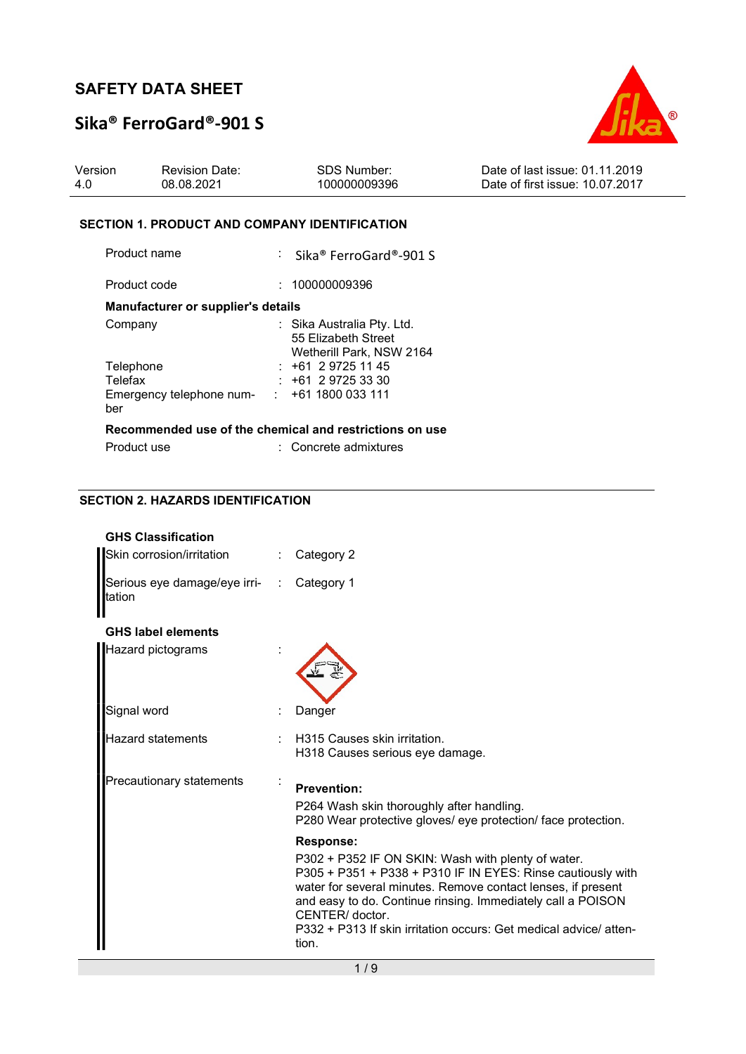# SAFETY DATA SHEET

## Sika® FerroGard®-901 S

| Version | Revision Date: | SDS Number: | Date of last issue: 01.11.2019 |
|---|---|---|---|
| 4.0 | 08.08.2021 | 100000009396 | Date of first issue: 10.07.2017 |

### SECTION 1. PRODUCT AND COMPANY IDENTIFICATION

Product name : Sika® FerroGard®-901 S

Product code : 100000009396

**Manufacturer or supplier's details**

Company : Sika Australia Pty. Ltd.
55 Elizabeth Street
Wetherill Park, NSW 2164

Telephone : +61 2 9725 11 45

Telefax : +61 2 9725 33 30

Emergency telephone number : +61 1800 033 111

**Recommended use of the chemical and restrictions on use**

Product use : Concrete admixtures

### SECTION 2. HAZARDS IDENTIFICATION

**GHS Classification**

Skin corrosion/irritation : Category 2

Serious eye damage/eye irritation : Category 1

**GHS label elements**

Hazard pictograms :

Signal word : Danger

Hazard statements : H315 Causes skin irritation.
H318 Causes serious eye damage.

Precautionary statements :

**Prevention:**

P264 Wash skin thoroughly after handling.
P280 Wear protective gloves/ eye protection/ face protection.

**Response:**

P302 + P352 IF ON SKIN: Wash with plenty of water.
P305 + P351 + P338 + P310 IF IN EYES: Rinse cautiously with water for several minutes. Remove contact lenses, if present and easy to do. Continue rinsing. Immediately call a POISON CENTER/ doctor.
P332 + P313 If skin irritation occurs: Get medical advice/ attention.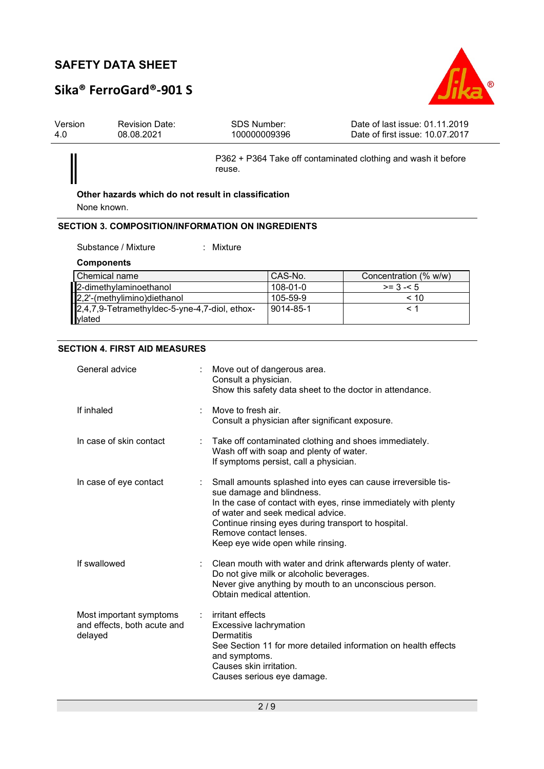P362 + P364 Take off contaminated clothing and wash it before reuse.

**Other hazards which do not result in classification**

None known.

## SECTION 3. COMPOSITION/INFORMATION ON INGREDIENTS

Substance / Mixture : Mixture

**Components**

| Chemical name | CAS-No. | Concentration (% w/w) |
| --- | --- | --- |
| 2-dimethylaminoethanol | 108-01-0 | >= 3 -< 5 |
| 2,2'-(methylimino)diethanol | 105-59-9 | < 10 |
| 2,4,7,9-Tetramethyldec-5-yne-4,7-diol, ethoxylated | 9014-85-1 | < 1 |

## SECTION 4. FIRST AID MEASURES

General advice : Move out of dangerous area.
Consult a physician.
Show this safety data sheet to the doctor in attendance.

If inhaled : Move to fresh air.
Consult a physician after significant exposure.

In case of skin contact : Take off contaminated clothing and shoes immediately.
Wash off with soap and plenty of water.
If symptoms persist, call a physician.

In case of eye contact : Small amounts splashed into eyes can cause irreversible tissue damage and blindness.
In the case of contact with eyes, rinse immediately with plenty of water and seek medical advice.
Continue rinsing eyes during transport to hospital.
Remove contact lenses.
Keep eye wide open while rinsing.

If swallowed : Clean mouth with water and drink afterwards plenty of water.
Do not give milk or alcoholic beverages.
Never give anything by mouth to an unconscious person.
Obtain medical attention.

Most important symptoms and effects, both acute and delayed : irritant effects
Excessive lachrymation
Dermatitis
See Section 11 for more detailed information on health effects and symptoms.
Causes skin irritation.
Causes serious eye damage.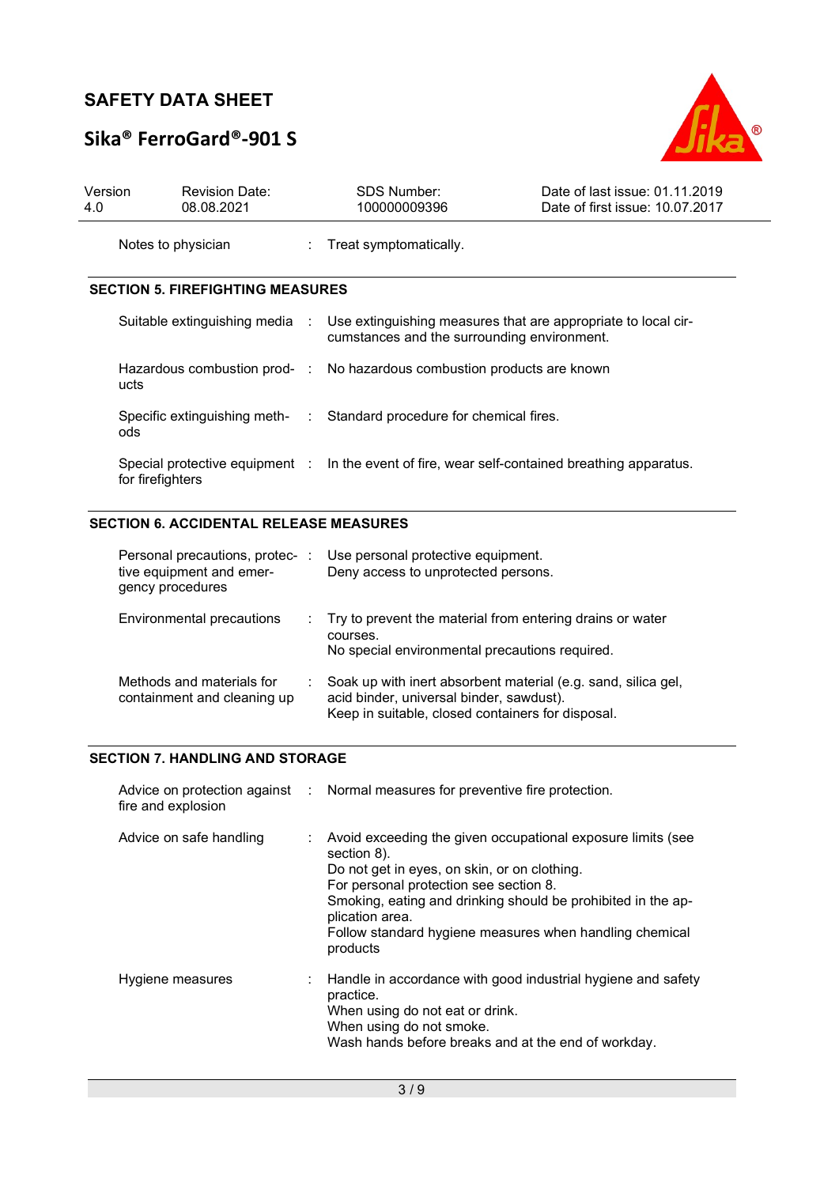Notes to physician : Treat symptomatically.

## SECTION 5. FIREFIGHTING MEASURES

| | | |
|---|---|---|
| Suitable extinguishing media | : | Use extinguishing measures that are appropriate to local circumstances and the surrounding environment. |
| Hazardous combustion products | : | No hazardous combustion products are known |
| Specific extinguishing methods | : | Standard procedure for chemical fires. |
| Special protective equipment for firefighters | : | In the event of fire, wear self-contained breathing apparatus. |

## SECTION 6. ACCIDENTAL RELEASE MEASURES

| | | |
|---|---|---|
| Personal precautions, protective equipment and emergency procedures | : | Use personal protective equipment.<br>Deny access to unprotected persons. |
| Environmental precautions | : | Try to prevent the material from entering drains or water courses.<br>No special environmental precautions required. |
| Methods and materials for containment and cleaning up | : | Soak up with inert absorbent material (e.g. sand, silica gel, acid binder, universal binder, sawdust).<br>Keep in suitable, closed containers for disposal. |

## SECTION 7. HANDLING AND STORAGE

| | | |
|---|---|---|
| Advice on protection against fire and explosion | : | Normal measures for preventive fire protection. |
| Advice on safe handling | : | Avoid exceeding the given occupational exposure limits (see section 8).<br>Do not get in eyes, on skin, or on clothing.<br>For personal protection see section 8.<br>Smoking, eating and drinking should be prohibited in the application area.<br>Follow standard hygiene measures when handling chemical products |
| Hygiene measures | : | Handle in accordance with good industrial hygiene and safety practice.<br>When using do not eat or drink.<br>When using do not smoke.<br>Wash hands before breaks and at the end of workday. |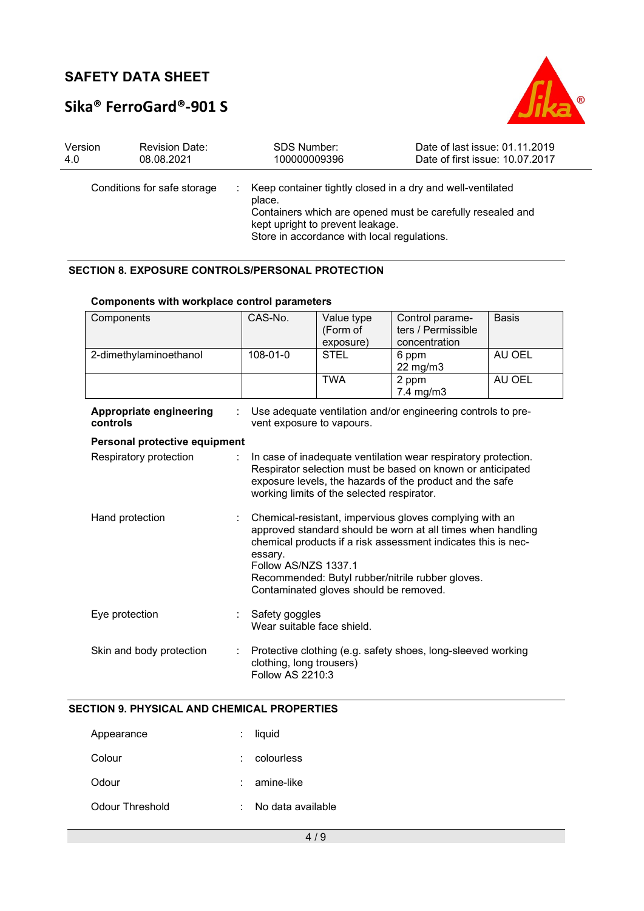Conditions for safe storage : Keep container tightly closed in a dry and well-ventilated place.
Containers which are opened must be carefully resealed and kept upright to prevent leakage.
Store in accordance with local regulations.

## SECTION 8. EXPOSURE CONTROLS/PERSONAL PROTECTION

**Components with workplace control parameters**

| Components | CAS-No. | Value type (Form of exposure) | Control parameters / Permissible concentration | Basis |
|---|---|---|---|---|
| 2-dimethylaminoethanol | 108-01-0 | STEL | 6 ppm<br>22 mg/m3 | AU OEL |
| | | TWA | 2 ppm<br>7.4 mg/m3 | AU OEL |

**Appropriate engineering controls** : Use adequate ventilation and/or engineering controls to prevent exposure to vapours.

**Personal protective equipment**

Respiratory protection : In case of inadequate ventilation wear respiratory protection. Respirator selection must be based on known or anticipated exposure levels, the hazards of the product and the safe working limits of the selected respirator.

Hand protection : Chemical-resistant, impervious gloves complying with an approved standard should be worn at all times when handling chemical products if a risk assessment indicates this is necessary.
Follow AS/NZS 1337.1
Recommended: Butyl rubber/nitrile rubber gloves.
Contaminated gloves should be removed.

Eye protection : Safety goggles
Wear suitable face shield.

Skin and body protection : Protective clothing (e.g. safety shoes, long-sleeved working clothing, long trousers)
Follow AS 2210:3

## SECTION 9. PHYSICAL AND CHEMICAL PROPERTIES

Appearance : liquid

Colour : colourless

Odour : amine-like

Odour Threshold : No data available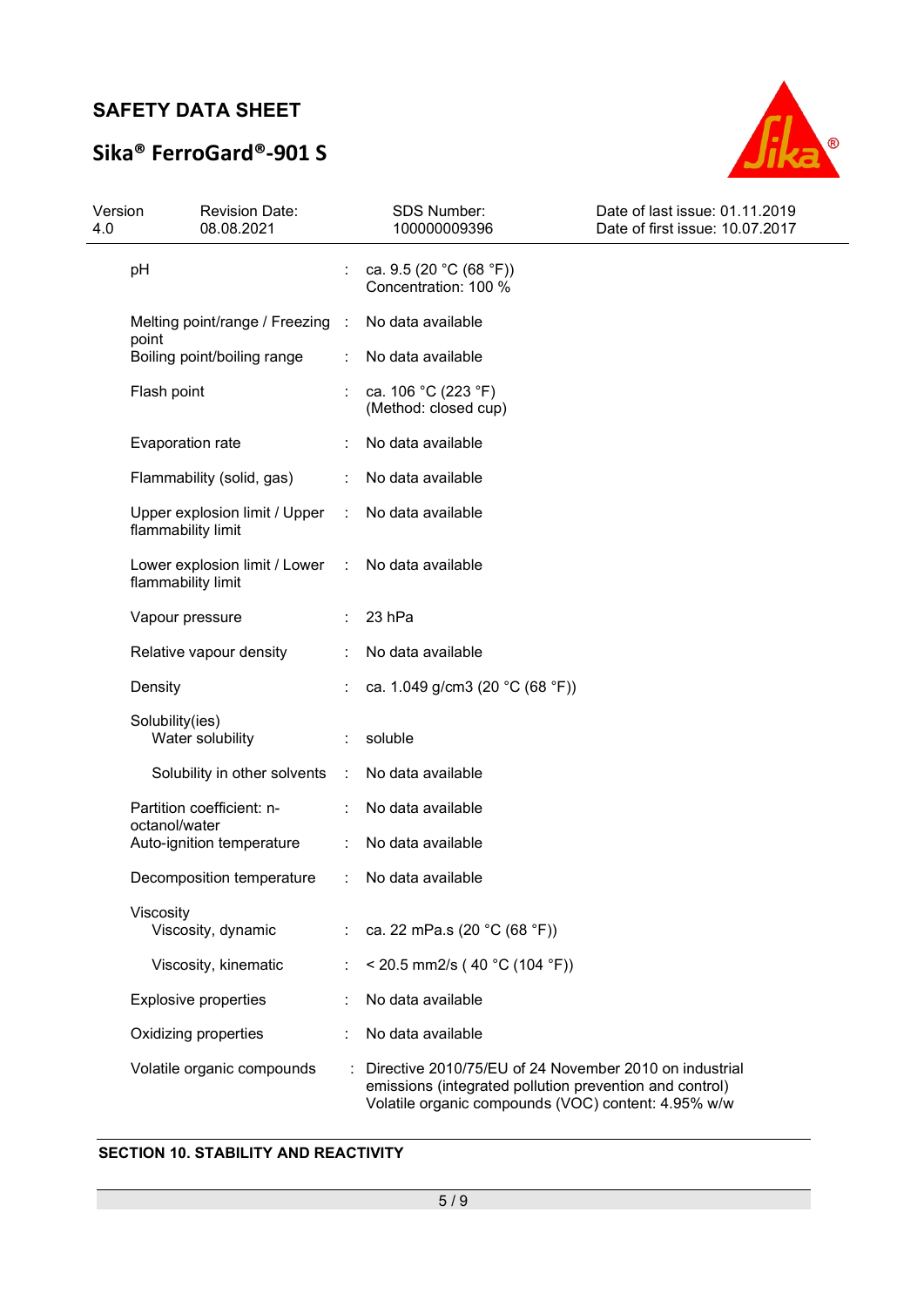| | | |
|---|---|---|
| pH | : | ca. 9.5 (20 °C (68 °F))<br>Concentration: 100 % |
| Melting point/range / Freezing point | : | No data available |
| Boiling point/boiling range | : | No data available |
| Flash point | : | ca. 106 °C (223 °F)<br>(Method: closed cup) |
| Evaporation rate | : | No data available |
| Flammability (solid, gas) | : | No data available |
| Upper explosion limit / Upper flammability limit | : | No data available |
| Lower explosion limit / Lower flammability limit | : | No data available |
| Vapour pressure | : | 23 hPa |
| Relative vapour density | : | No data available |
| Density | : | ca. 1.049 g/cm3 (20 °C (68 °F)) |
| Solubility(ies)<br>Water solubility | : | soluble |
| Solubility in other solvents | : | No data available |
| Partition coefficient: n-octanol/water | : | No data available |
| Auto-ignition temperature | : | No data available |
| Decomposition temperature | : | No data available |
| Viscosity<br>Viscosity, dynamic | : | ca. 22 mPa.s (20 °C (68 °F)) |
| Viscosity, kinematic | : | < 20.5 mm2/s ( 40 °C (104 °F)) |
| Explosive properties | : | No data available |
| Oxidizing properties | : | No data available |
| Volatile organic compounds | : | Directive 2010/75/EU of 24 November 2010 on industrial emissions (integrated pollution prevention and control)<br>Volatile organic compounds (VOC) content: 4.95% w/w |

## SECTION 10. STABILITY AND REACTIVITY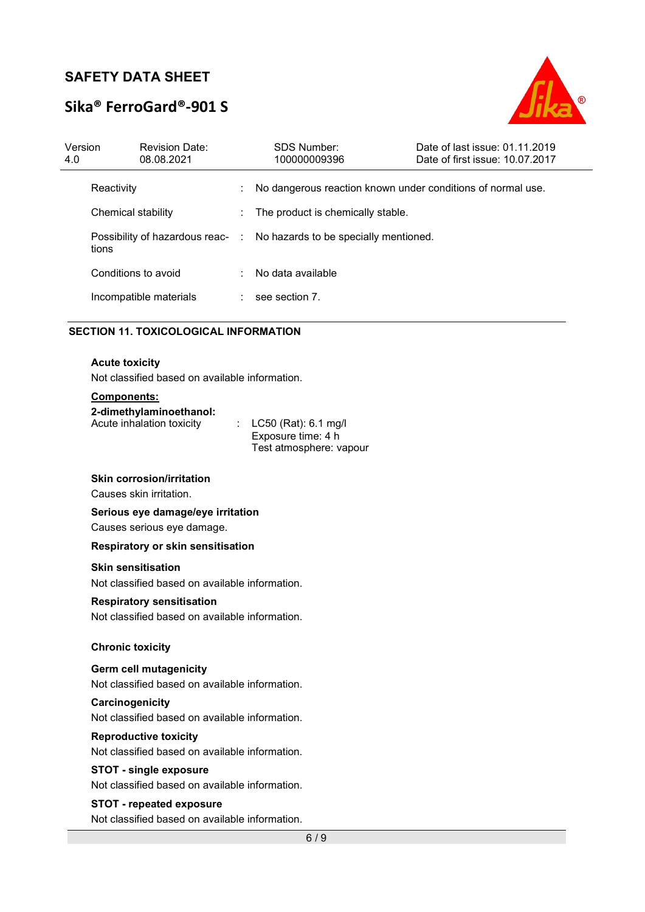| | | |
|---|---|---|
| Reactivity | : | No dangerous reaction known under conditions of normal use. |
| Chemical stability | : | The product is chemically stable. |
| Possibility of hazardous reactions | : | No hazards to be specially mentioned. |
| Conditions to avoid | : | No data available |
| Incompatible materials | : | see section 7. |

## SECTION 11. TOXICOLOGICAL INFORMATION

**Acute toxicity**

Not classified based on available information.

**Components:**

**2-dimethylaminoethanol:**

| | | |
|---|---|---|
| Acute inhalation toxicity | : | LC50 (Rat): 6.1 mg/l<br>Exposure time: 4 h<br>Test atmosphere: vapour |

**Skin corrosion/irritation**

Causes skin irritation.

**Serious eye damage/eye irritation**

Causes serious eye damage.

**Respiratory or skin sensitisation**

**Skin sensitisation**

Not classified based on available information.

**Respiratory sensitisation**

Not classified based on available information.

**Chronic toxicity**

**Germ cell mutagenicity**

Not classified based on available information.

**Carcinogenicity**

Not classified based on available information.

**Reproductive toxicity**

Not classified based on available information.

**STOT - single exposure**

Not classified based on available information.

**STOT - repeated exposure**

Not classified based on available information.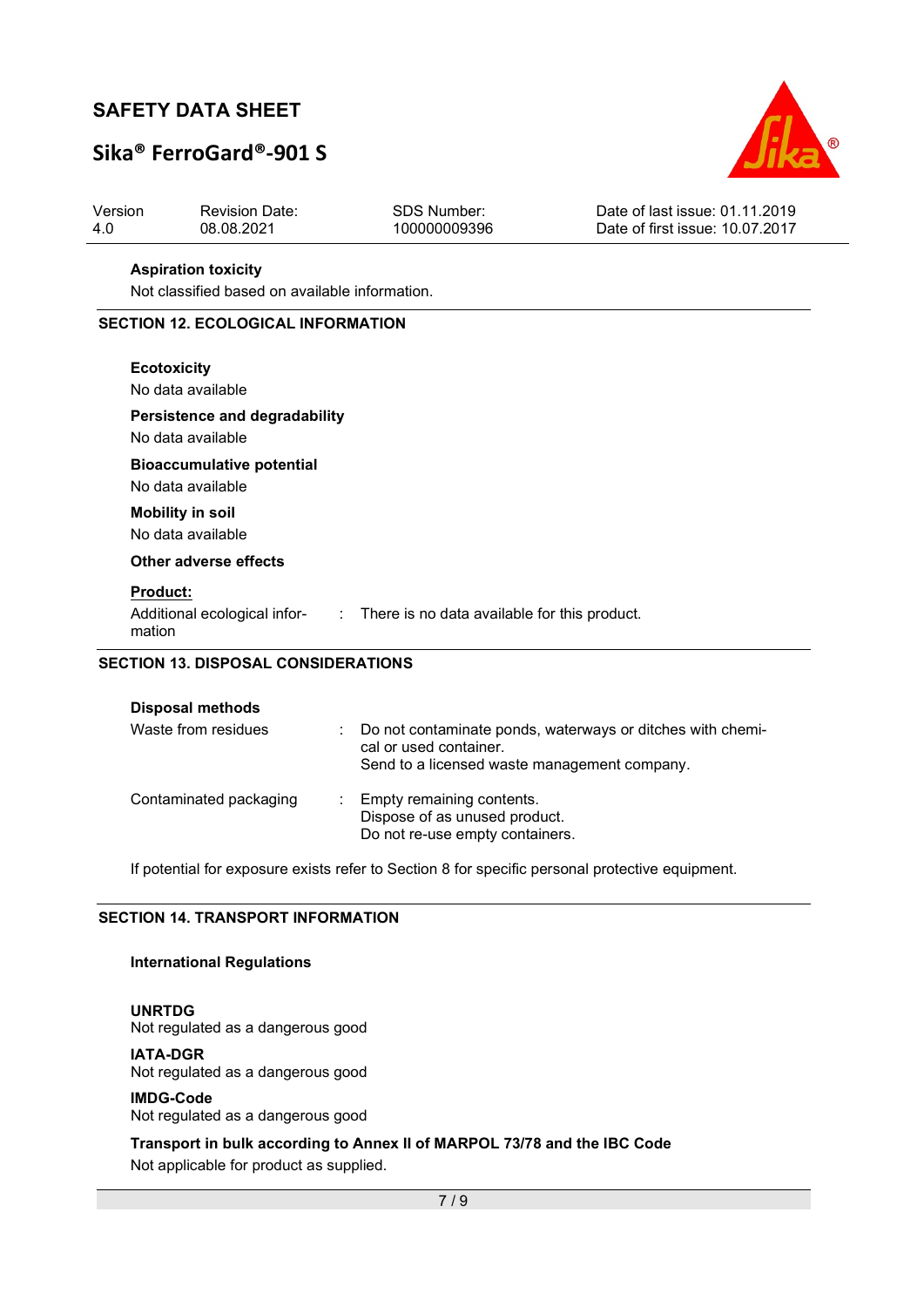**Aspiration toxicity**

Not classified based on available information.

## SECTION 12. ECOLOGICAL INFORMATION

**Ecotoxicity**

No data available

**Persistence and degradability**

No data available

**Bioaccumulative potential**

No data available

**Mobility in soil**

No data available

**Other adverse effects**

**Product:**

| | | |
|---|---|---|
| Additional ecological information | : | There is no data available for this product. |

## SECTION 13. DISPOSAL CONSIDERATIONS

**Disposal methods**

| | | |
|---|---|---|
| Waste from residues | : | Do not contaminate ponds, waterways or ditches with chemical or used container.<br>Send to a licensed waste management company. |
| Contaminated packaging | : | Empty remaining contents.<br>Dispose of as unused product.<br>Do not re-use empty containers. |

If potential for exposure exists refer to Section 8 for specific personal protective equipment.

## SECTION 14. TRANSPORT INFORMATION

**International Regulations**

**UNRTDG**

Not regulated as a dangerous good

**IATA-DGR**

Not regulated as a dangerous good

**IMDG-Code**

Not regulated as a dangerous good

**Transport in bulk according to Annex II of MARPOL 73/78 and the IBC Code**

Not applicable for product as supplied.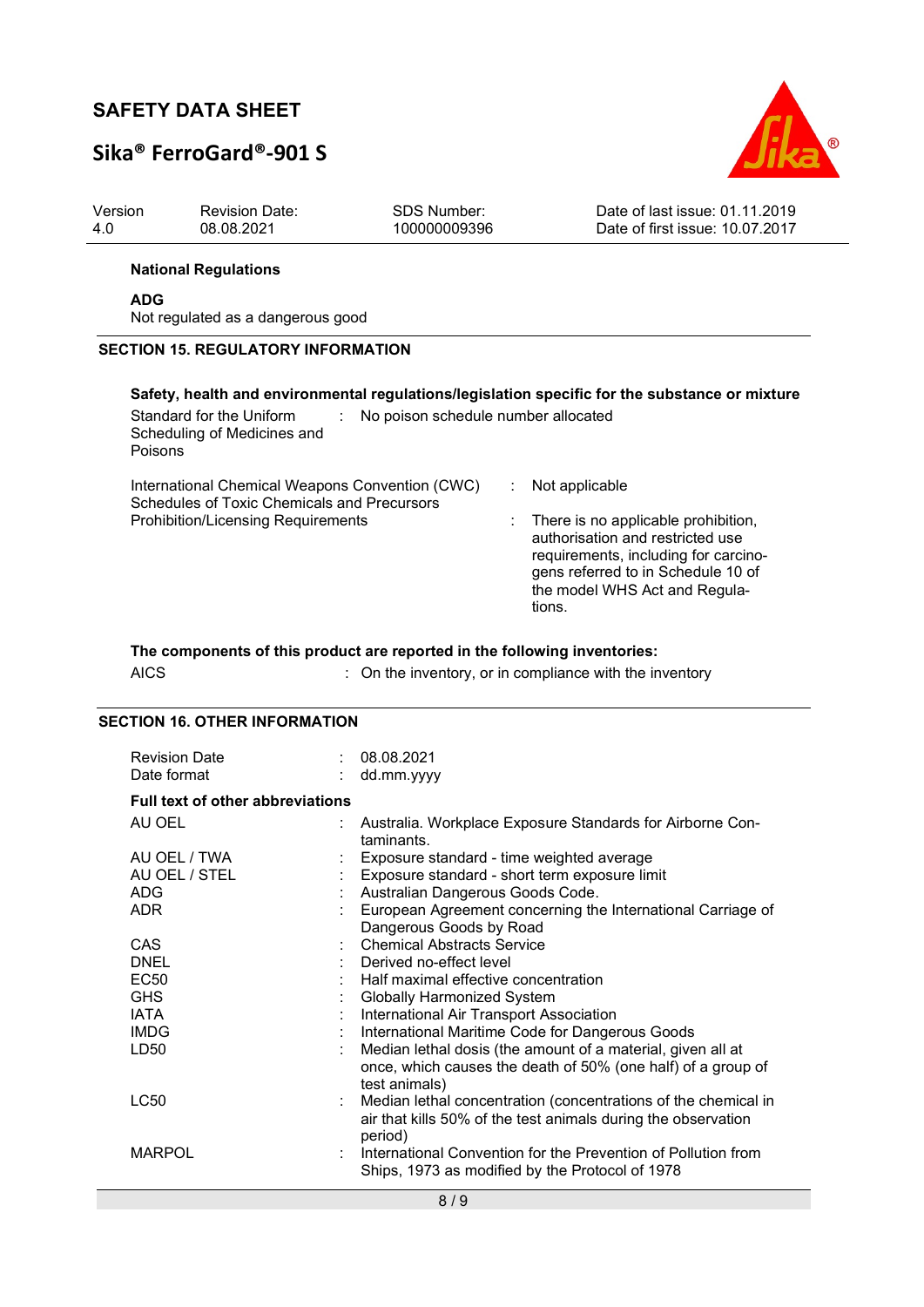**National Regulations**

**ADG**
Not regulated as a dangerous good

## SECTION 15. REGULATORY INFORMATION

**Safety, health and environmental regulations/legislation specific for the substance or mixture**

Standard for the Uniform Scheduling of Medicines and Poisons : No poison schedule number allocated

International Chemical Weapons Convention (CWC) Schedules of Toxic Chemicals and Precursors : Not applicable

Prohibition/Licensing Requirements : There is no applicable prohibition, authorisation and restricted use requirements, including for carcinogens referred to in Schedule 10 of the model WHS Act and Regulations.

**The components of this product are reported in the following inventories:**

AICS : On the inventory, or in compliance with the inventory

## SECTION 16. OTHER INFORMATION

Revision Date : 08.08.2021
Date format : dd.mm.yyyy

**Full text of other abbreviations**

| | | |
|---|---|---|
| AU OEL | : | Australia. Workplace Exposure Standards for Airborne Contaminants. |
| AU OEL / TWA | : | Exposure standard - time weighted average |
| AU OEL / STEL | : | Exposure standard - short term exposure limit |
| ADG | : | Australian Dangerous Goods Code. |
| ADR | : | European Agreement concerning the International Carriage of Dangerous Goods by Road |
| CAS | : | Chemical Abstracts Service |
| DNEL | : | Derived no-effect level |
| EC50 | : | Half maximal effective concentration |
| GHS | : | Globally Harmonized System |
| IATA | : | International Air Transport Association |
| IMDG | : | International Maritime Code for Dangerous Goods |
| LD50 | : | Median lethal dosis (the amount of a material, given all at once, which causes the death of 50% (one half) of a group of test animals) |
| LC50 | : | Median lethal concentration (concentrations of the chemical in air that kills 50% of the test animals during the observation period) |
| MARPOL | : | International Convention for the Prevention of Pollution from Ships, 1973 as modified by the Protocol of 1978 |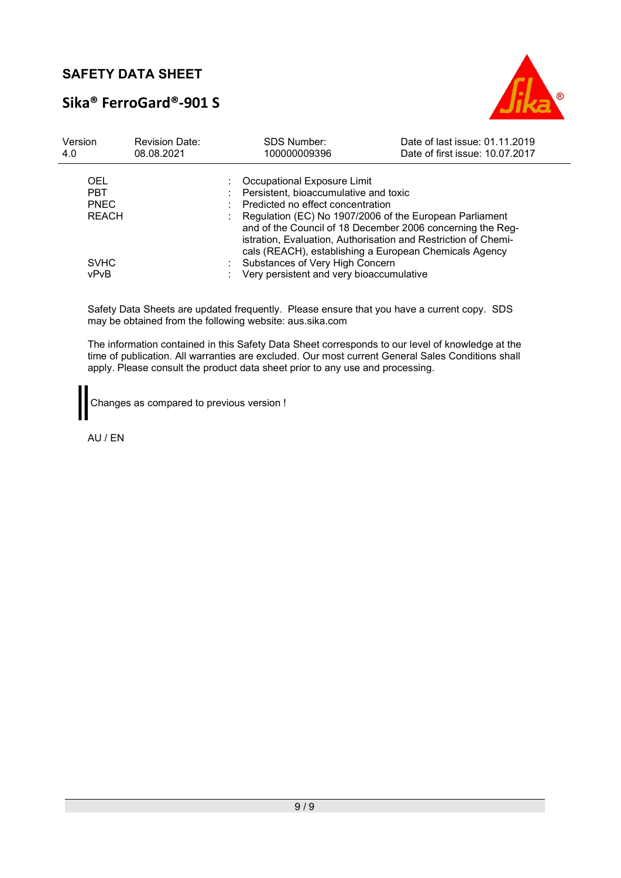| | | |
|---|---|---|
| OEL | : | Occupational Exposure Limit |
| PBT | : | Persistent, bioaccumulative and toxic |
| PNEC | : | Predicted no effect concentration |
| REACH | : | Regulation (EC) No 1907/2006 of the European Parliament and of the Council of 18 December 2006 concerning the Registration, Evaluation, Authorisation and Restriction of Chemicals (REACH), establishing a European Chemicals Agency |
| SVHC | : | Substances of Very High Concern |
| vPvB | : | Very persistent and very bioaccumulative |

Safety Data Sheets are updated frequently. Please ensure that you have a current copy. SDS may be obtained from the following website: aus.sika.com

The information contained in this Safety Data Sheet corresponds to our level of knowledge at the time of publication. All warranties are excluded. Our most current General Sales Conditions shall apply. Please consult the product data sheet prior to any use and processing.

Changes as compared to previous version !

AU / EN